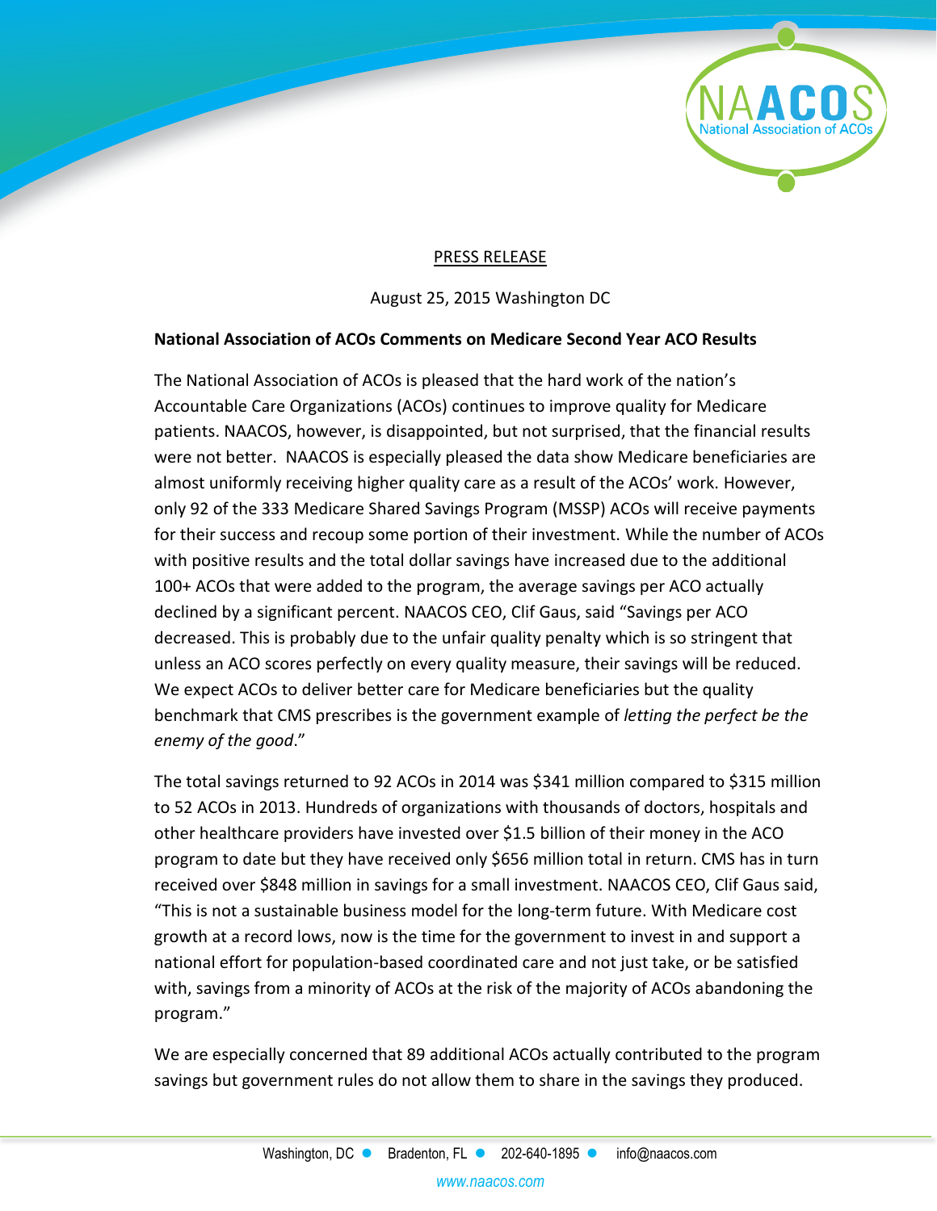PRESS RELEASE

August 25, 2015 Washington DC

**National Association of ACOs Comments on Medicare Second Year ACO Results**

The National Association of ACOs is pleased that the hard work of the nation's Accountable Care Organizations (ACOs) continues to improve quality for Medicare patients. NAACOS, however, is disappointed, but not surprised, that the financial results were not better. NAACOS is especially pleased the data show Medicare beneficiaries are almost uniformly receiving higher quality care as a result of the ACOs' work. However, only 92 of the 333 Medicare Shared Savings Program (MSSP) ACOs will receive payments for their success and recoup some portion of their investment. While the number of ACOs with positive results and the total dollar savings have increased due to the additional 100+ ACOs that were added to the program, the average savings per ACO actually declined by a significant percent. NAACOS CEO, Clif Gaus, said "Savings per ACO decreased. This is probably due to the unfair quality penalty which is so stringent that unless an ACO scores perfectly on every quality measure, their savings will be reduced. We expect ACOs to deliver better care for Medicare beneficiaries but the quality benchmark that CMS prescribes is the government example of *letting the perfect be the enemy of the good*."

The total savings returned to 92 ACOs in 2014 was $341 million compared to $315 million to 52 ACOs in 2013. Hundreds of organizations with thousands of doctors, hospitals and other healthcare providers have invested over $1.5 billion of their money in the ACO program to date but they have received only $656 million total in return. CMS has in turn received over $848 million in savings for a small investment. NAACOS CEO, Clif Gaus said, "This is not a sustainable business model for the long-term future. With Medicare cost growth at a record lows, now is the time for the government to invest in and support a national effort for population-based coordinated care and not just take, or be satisfied with, savings from a minority of ACOs at the risk of the majority of ACOs abandoning the program."

We are especially concerned that 89 additional ACOs actually contributed to the program savings but government rules do not allow them to share in the savings they produced.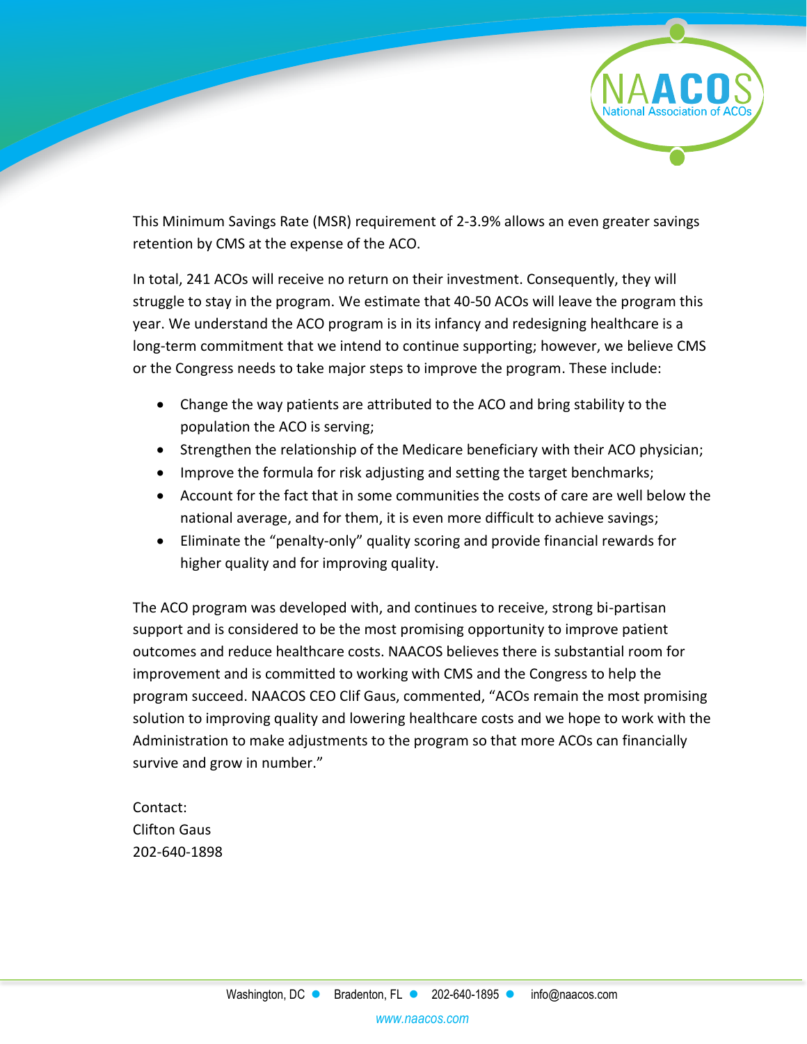This Minimum Savings Rate (MSR) requirement of 2-3.9% allows an even greater savings retention by CMS at the expense of the ACO.

In total, 241 ACOs will receive no return on their investment. Consequently, they will struggle to stay in the program. We estimate that 40-50 ACOs will leave the program this year. We understand the ACO program is in its infancy and redesigning healthcare is a long-term commitment that we intend to continue supporting; however, we believe CMS or the Congress needs to take major steps to improve the program. These include:

- Change the way patients are attributed to the ACO and bring stability to the population the ACO is serving;
- Strengthen the relationship of the Medicare beneficiary with their ACO physician;
- Improve the formula for risk adjusting and setting the target benchmarks;
- Account for the fact that in some communities the costs of care are well below the national average, and for them, it is even more difficult to achieve savings;
- Eliminate the "penalty-only" quality scoring and provide financial rewards for higher quality and for improving quality.

The ACO program was developed with, and continues to receive, strong bi-partisan support and is considered to be the most promising opportunity to improve patient outcomes and reduce healthcare costs. NAACOS believes there is substantial room for improvement and is committed to working with CMS and the Congress to help the program succeed. NAACOS CEO Clif Gaus, commented, "ACOs remain the most promising solution to improving quality and lowering healthcare costs and we hope to work with the Administration to make adjustments to the program so that more ACOs can financially survive and grow in number."

Contact:
Clifton Gaus
202-640-1898